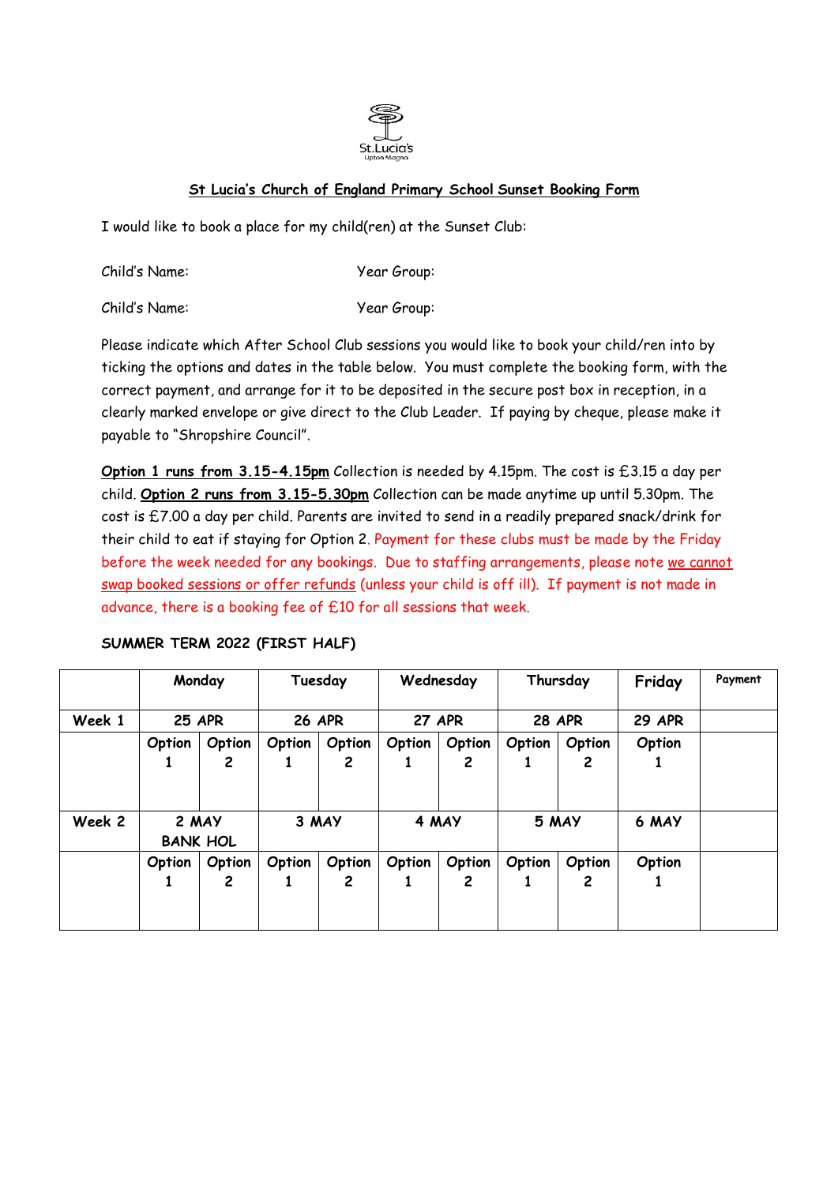St.Lucia's
Upton Magna

## St Lucia's Church of England Primary School Sunset Booking Form

I would like to book a place for my child(ren) at the Sunset Club:

Child's Name: Year Group:

Child's Name: Year Group:

Please indicate which After School Club sessions you would like to book your child/ren into by ticking the options and dates in the table below. You must complete the booking form, with the correct payment, and arrange for it to be deposited in the secure post box in reception, in a clearly marked envelope or give direct to the Club Leader. If paying by cheque, please make it payable to "Shropshire Council".

**Option 1 runs from 3.15-4.15pm** Collection is needed by 4.15pm. The cost is £3.15 a day per child. **Option 2 runs from 3.15-5.30pm** Collection can be made anytime up until 5.30pm. The cost is £7.00 a day per child. Parents are invited to send in a readily prepared snack/drink for their child to eat if staying for Option 2. Payment for these clubs must be made by the Friday before the week needed for any bookings. Due to staffing arrangements, please note we cannot swap booked sessions or offer refunds (unless your child is off ill). If payment is not made in advance, there is a booking fee of £10 for all sessions that week.

**SUMMER TERM 2022 (FIRST HALF)**

| | Monday | | Tuesday | | Wednesday | | Thursday | | Friday | Payment |
|---|---|---|---|---|---|---|---|---|---|---|
| Week 1 | 25 APR | | 26 APR | | 27 APR | | 28 APR | | 29 APR | |
| | Option 1 | Option 2 | Option 1 | Option 2 | Option 1 | Option 2 | Option 1 | Option 2 | Option 1 | |
| Week 2 | 2 MAY BANK HOL | | 3 MAY | | 4 MAY | | 5 MAY | | 6 MAY | |
| | Option 1 | Option 2 | Option 1 | Option 2 | Option 1 | Option 2 | Option 1 | Option 2 | Option 1 | |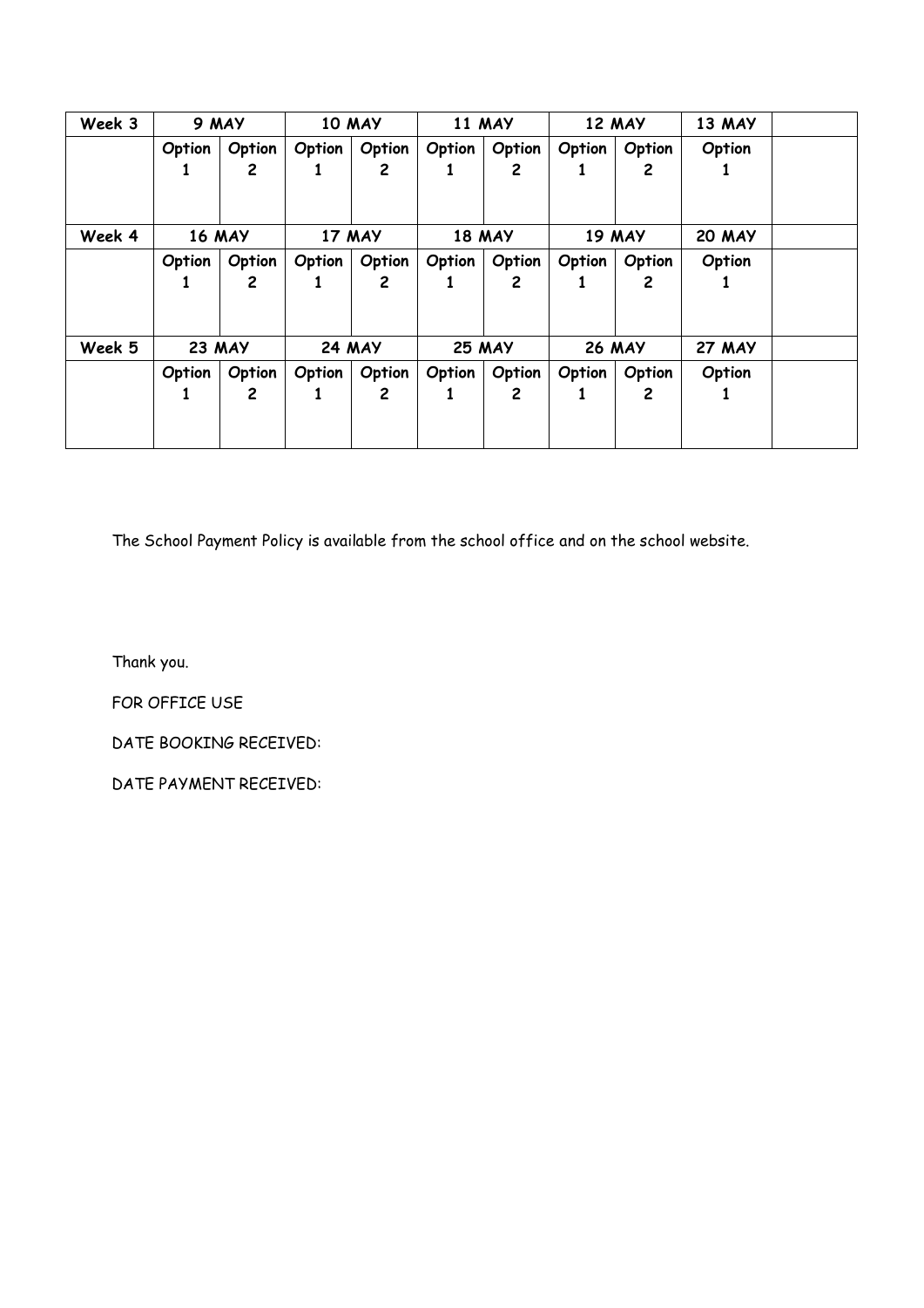| | | | | | | | | | | |
|---|---|---|---|---|---|---|---|---|---|---|
| **Week 3** | **9 MAY** | | **10 MAY** | | **11 MAY** | | **12 MAY** | | **13 MAY** | |
| | **Option 1** | **Option 2** | **Option 1** | **Option 2** | **Option 1** | **Option 2** | **Option 1** | **Option 2** | **Option 1** | |
| **Week 4** | **16 MAY** | | **17 MAY** | | **18 MAY** | | **19 MAY** | | **20 MAY** | |
| | **Option 1** | **Option 2** | **Option 1** | **Option 2** | **Option 1** | **Option 2** | **Option 1** | **Option 2** | **Option 1** | |
| **Week 5** | **23 MAY** | | **24 MAY** | | **25 MAY** | | **26 MAY** | | **27 MAY** | |
| | **Option 1** | **Option 2** | **Option 1** | **Option 2** | **Option 1** | **Option 2** | **Option 1** | **Option 2** | **Option 1** | |

The School Payment Policy is available from the school office and on the school website.

Thank you.

FOR OFFICE USE

DATE BOOKING RECEIVED:

DATE PAYMENT RECEIVED: